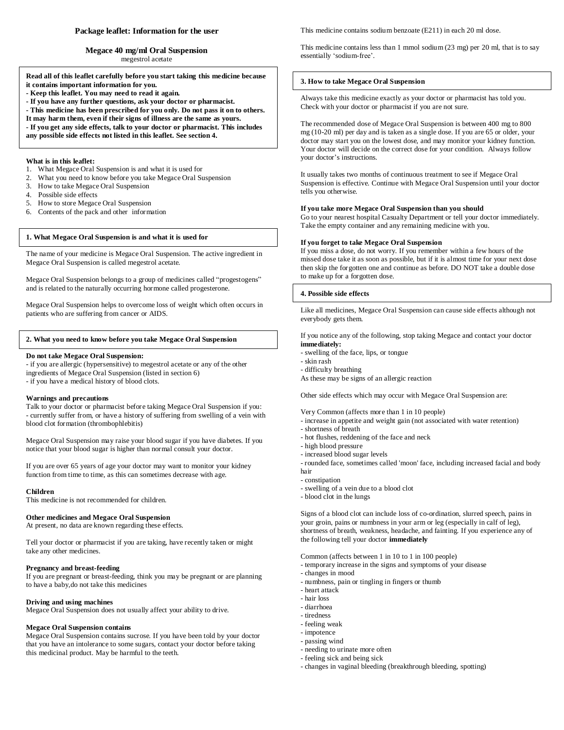# Package leaflet: Information for the user

## Megace 40 mg/ml Oral Suspension

megestrol acetate

**Read all of this leaflet carefully before you start taking this medicine because it contains important information for you.**
**- Keep this leaflet. You may need to read it again.**
**- If you have any further questions, ask your doctor or pharmacist.**
**- This medicine has been prescribed for you only. Do not pass it on to others. It may harm them, even if their signs of illness are the same as yours.**
**- If you get any side effects, talk to your doctor or pharmacist. This includes any possible side effects not listed in this leaflet. See section 4.**

**What is in this leaflet:**

1. What Megace Oral Suspension is and what it is used for
2. What you need to know before you take Megace Oral Suspension
3. How to take Megace Oral Suspension
4. Possible side effects
5. How to store Megace Oral Suspension
6. Contents of the pack and other information

## 1. What Megace Oral Suspension is and what it is used for

The name of your medicine is Megace Oral Suspension. The active ingredient in Megace Oral Suspension is called megestrol acetate.

Megace Oral Suspension belongs to a group of medicines called "progestogens" and is related to the naturally occurring hormone called progesterone.

Megace Oral Suspension helps to overcome loss of weight which often occurs in patients who are suffering from cancer or AIDS.

## 2. What you need to know before you take Megace Oral Suspension

**Do not take Megace Oral Suspension:**
- if you are allergic (hypersensitive) to megestrol acetate or any of the other ingredients of Megace Oral Suspension (listed in section 6)
- if you have a medical history of blood clots.

**Warnings and precautions**
Talk to your doctor or pharmacist before taking Megace Oral Suspension if you:
- currently suffer from, or have a history of suffering from swelling of a vein with blood clot formation (thrombophlebitis)

Megace Oral Suspension may raise your blood sugar if you have diabetes. If you notice that your blood sugar is higher than normal consult your doctor.

If you are over 65 years of age your doctor may want to monitor your kidney function from time to time, as this can sometimes decrease with age.

**Children**
This medicine is not recommended for children.

**Other medicines and Megace Oral Suspension**
At present, no data are known regarding these effects.

Tell your doctor or pharmacist if you are taking, have recently taken or might take any other medicines.

**Pregnancy and breast-feeding**
If you are pregnant or breast-feeding, think you may be pregnant or are planning to have a baby,do not take this medicines

**Driving and using machines**
Megace Oral Suspension does not usually affect your ability to drive.

**Megace Oral Suspension contains**
Megace Oral Suspension contains sucrose. If you have been told by your doctor that you have an intolerance to some sugars, contact your doctor before taking this medicinal product. May be harmful to the teeth.

This medicine contains sodium benzoate (E211) in each 20 ml dose.

This medicine contains less than 1 mmol sodium (23 mg) per 20 ml, that is to say essentially 'sodium-free'.

## 3. How to take Megace Oral Suspension

Always take this medicine exactly as your doctor or pharmacist has told you. Check with your doctor or pharmacist if you are not sure.

The recommended dose of Megace Oral Suspension is between 400 mg to 800 mg (10-20 ml) per day and is taken as a single dose. If you are 65 or older, your doctor may start you on the lowest dose, and may monitor your kidney function. Your doctor will decide on the correct dose for your condition. Always follow your doctor's instructions.

It usually takes two months of continuous treatment to see if Megace Oral Suspension is effective. Continue with Megace Oral Suspension until your doctor tells you otherwise.

**If you take more Megace Oral Suspension than you should**
Go to your nearest hospital Casualty Department or tell your doctor immediately. Take the empty container and any remaining medicine with you.

**If you forget to take Megace Oral Suspension**
If you miss a dose, do not worry. If you remember within a few hours of the missed dose take it as soon as possible, but if it is almost time for your next dose then skip the forgotten one and continue as before. DO NOT take a double dose to make up for a forgotten dose.

## 4. Possible side effects

Like all medicines, Megace Oral Suspension can cause side effects although not everybody gets them.

If you notice any of the following, stop taking Megace and contact your doctor **immediately:**
- swelling of the face, lips, or tongue
- skin rash
- difficulty breathing

As these may be signs of an allergic reaction

Other side effects which may occur with Megace Oral Suspension are:

Very Common (affects more than 1 in 10 people)
- increase in appetite and weight gain (not associated with water retention)
- shortness of breath
- hot flushes, reddening of the face and neck
- high blood pressure
- increased blood sugar levels
- rounded face, sometimes called 'moon' face, including increased facial and body hair
- constipation
- swelling of a vein due to a blood clot
- blood clot in the lungs

Signs of a blood clot can include loss of co-ordination, slurred speech, pains in your groin, pains or numbness in your arm or leg (especially in calf of leg), shortness of breath, weakness, headache, and fainting. If you experience any of the following tell your doctor **immediately**

Common (affects between 1 in 10 to 1 in 100 people)
- temporary increase in the signs and symptoms of your disease
- changes in mood
- numbness, pain or tingling in fingers or thumb
- heart attack
- hair loss
- diarrhoea
- tiredness
- feeling weak
- impotence
- passing wind
- needing to urinate more often
- feeling sick and being sick
- changes in vaginal bleeding (breakthrough bleeding, spotting)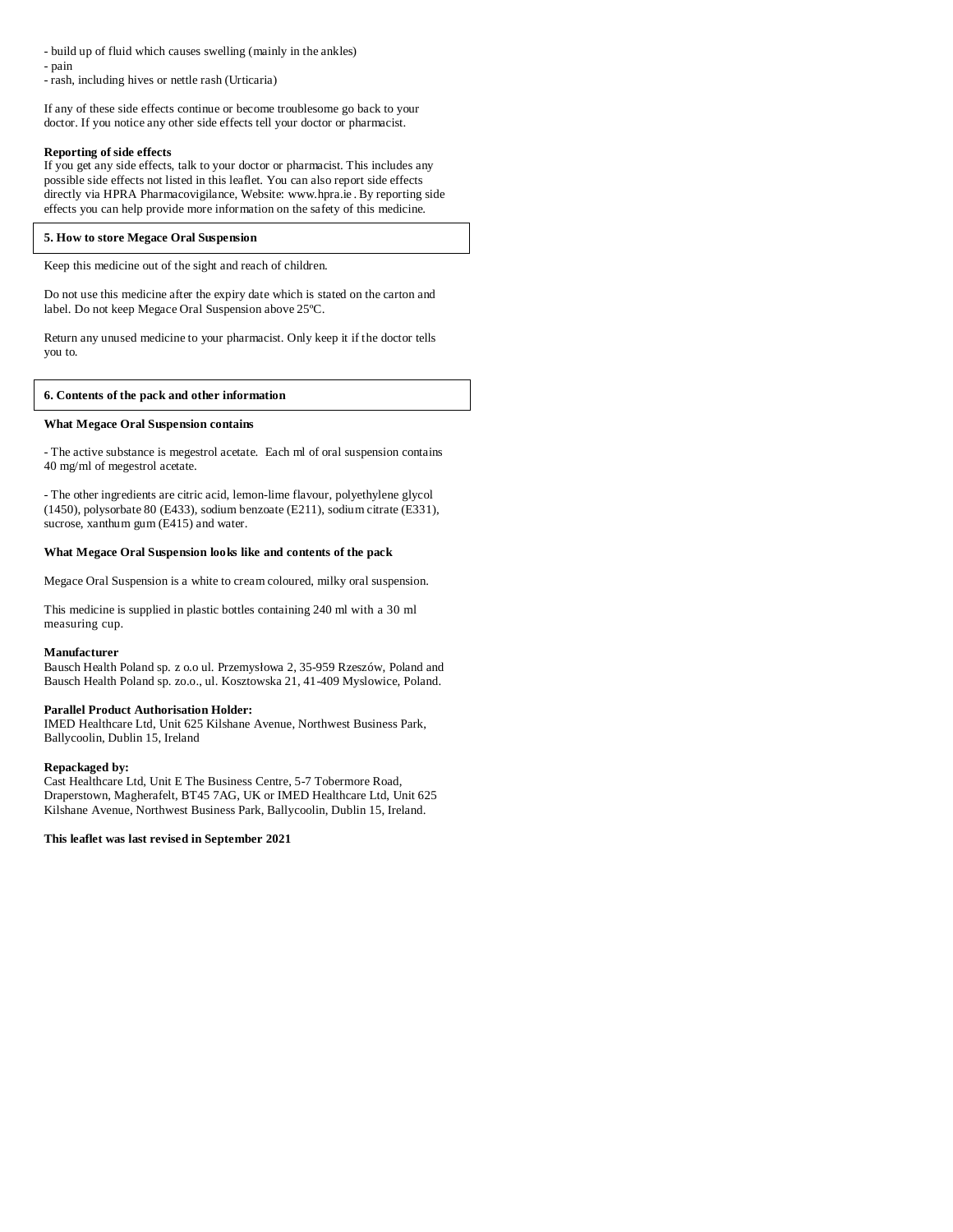- build up of fluid which causes swelling (mainly in the ankles)
- pain
- rash, including hives or nettle rash (Urticaria)

If any of these side effects continue or become troublesome go back to your doctor. If you notice any other side effects tell your doctor or pharmacist.

**Reporting of side effects**
If you get any side effects, talk to your doctor or pharmacist. This includes any possible side effects not listed in this leaflet. You can also report side effects directly via HPRA Pharmacovigilance, Website: www.hpra.ie . By reporting side effects you can help provide more information on the safety of this medicine.

## 5. How to store Megace Oral Suspension

Keep this medicine out of the sight and reach of children.

Do not use this medicine after the expiry date which is stated on the carton and label. Do not keep Megace Oral Suspension above 25ºC.

Return any unused medicine to your pharmacist. Only keep it if the doctor tells you to.

## 6. Contents of the pack and other information

**What Megace Oral Suspension contains**

- The active substance is megestrol acetate. Each ml of oral suspension contains 40 mg/ml of megestrol acetate.

- The other ingredients are citric acid, lemon-lime flavour, polyethylene glycol (1450), polysorbate 80 (E433), sodium benzoate (E211), sodium citrate (E331), sucrose, xanthum gum (E415) and water.

**What Megace Oral Suspension looks like and contents of the pack**

Megace Oral Suspension is a white to cream coloured, milky oral suspension.

This medicine is supplied in plastic bottles containing 240 ml with a 30 ml measuring cup.

**Manufacturer**
Bausch Health Poland sp. z o.o ul. Przemysłowa 2, 35-959 Rzeszów, Poland and Bausch Health Poland sp. zo.o., ul. Kosztowska 21, 41-409 Myslowice, Poland.

**Parallel Product Authorisation Holder:**
IMED Healthcare Ltd, Unit 625 Kilshane Avenue, Northwest Business Park, Ballycoolin, Dublin 15, Ireland

**Repackaged by:**
Cast Healthcare Ltd, Unit E The Business Centre, 5-7 Tobermore Road, Draperstown, Magherafelt, BT45 7AG, UK or IMED Healthcare Ltd, Unit 625 Kilshane Avenue, Northwest Business Park, Ballycoolin, Dublin 15, Ireland.

**This leaflet was last revised in September 2021**